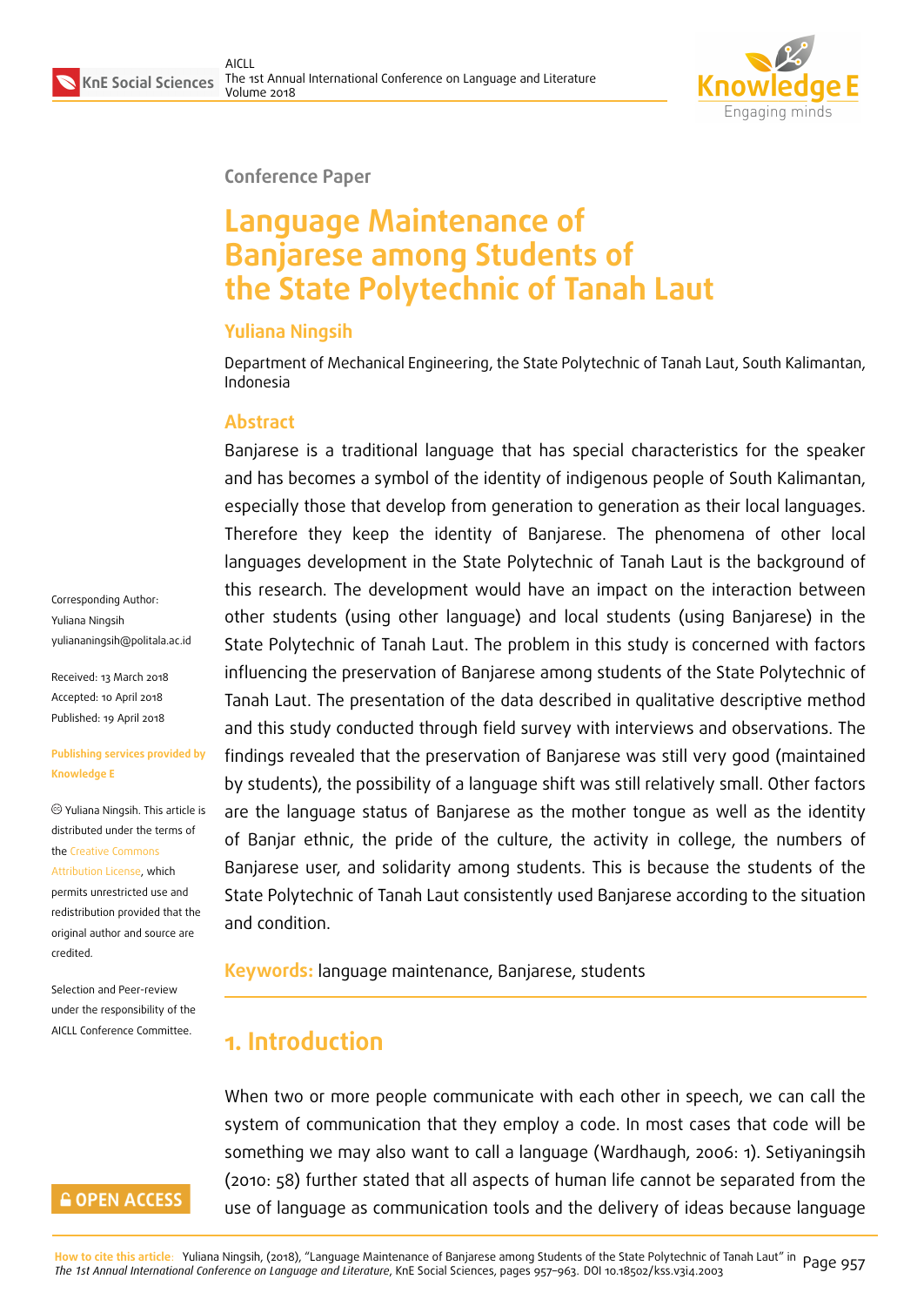Conference Paper

# Language Maintenance of Banjarese among Students of the State Polytechnic of Tanah Laut

## Yuliana Ningsih

Department of Mechanical Engineering, the State Polytechnic of Tanah Laut, South Kalimantan, Indonesia

Corresponding Author: Yuliana Ningsih yuliananingsih@politala.ac.id

Received: 13 March 2018
Accepted: 10 April 2018
Published: 19 April 2018

Publishing services provided by Knowledge E

© Yuliana Ningsih. This article is distributed under the terms of the Creative Commons Attribution License, which permits unrestricted use and redistribution provided that the original author and source are credited.

Selection and Peer-review under the responsibility of the AICLL Conference Committee.

## Abstract

Banjarese is a traditional language that has special characteristics for the speaker and has becomes a symbol of the identity of indigenous people of South Kalimantan, especially those that develop from generation to generation as their local languages. Therefore they keep the identity of Banjarese. The phenomena of other local languages development in the State Polytechnic of Tanah Laut is the background of this research. The development would have an impact on the interaction between other students (using other language) and local students (using Banjarese) in the State Polytechnic of Tanah Laut. The problem in this study is concerned with factors influencing the preservation of Banjarese among students of the State Polytechnic of Tanah Laut. The presentation of the data described in qualitative descriptive method and this study conducted through field survey with interviews and observations. The findings revealed that the preservation of Banjarese was still very good (maintained by students), the possibility of a language shift was still relatively small. Other factors are the language status of Banjarese as the mother tongue as well as the identity of Banjar ethnic, the pride of the culture, the activity in college, the numbers of Banjarese user, and solidarity among students. This is because the students of the State Polytechnic of Tanah Laut consistently used Banjarese according to the situation and condition.

**Keywords:** language maintenance, Banjarese, students

## 1. Introduction

When two or more people communicate with each other in speech, we can call the system of communication that they employ a code. In most cases that code will be something we may also want to call a language (Wardhaugh, 2006: 1). Setiyaningsih (2010: 58) further stated that all aspects of human life cannot be separated from the use of language as communication tools and the delivery of ideas because language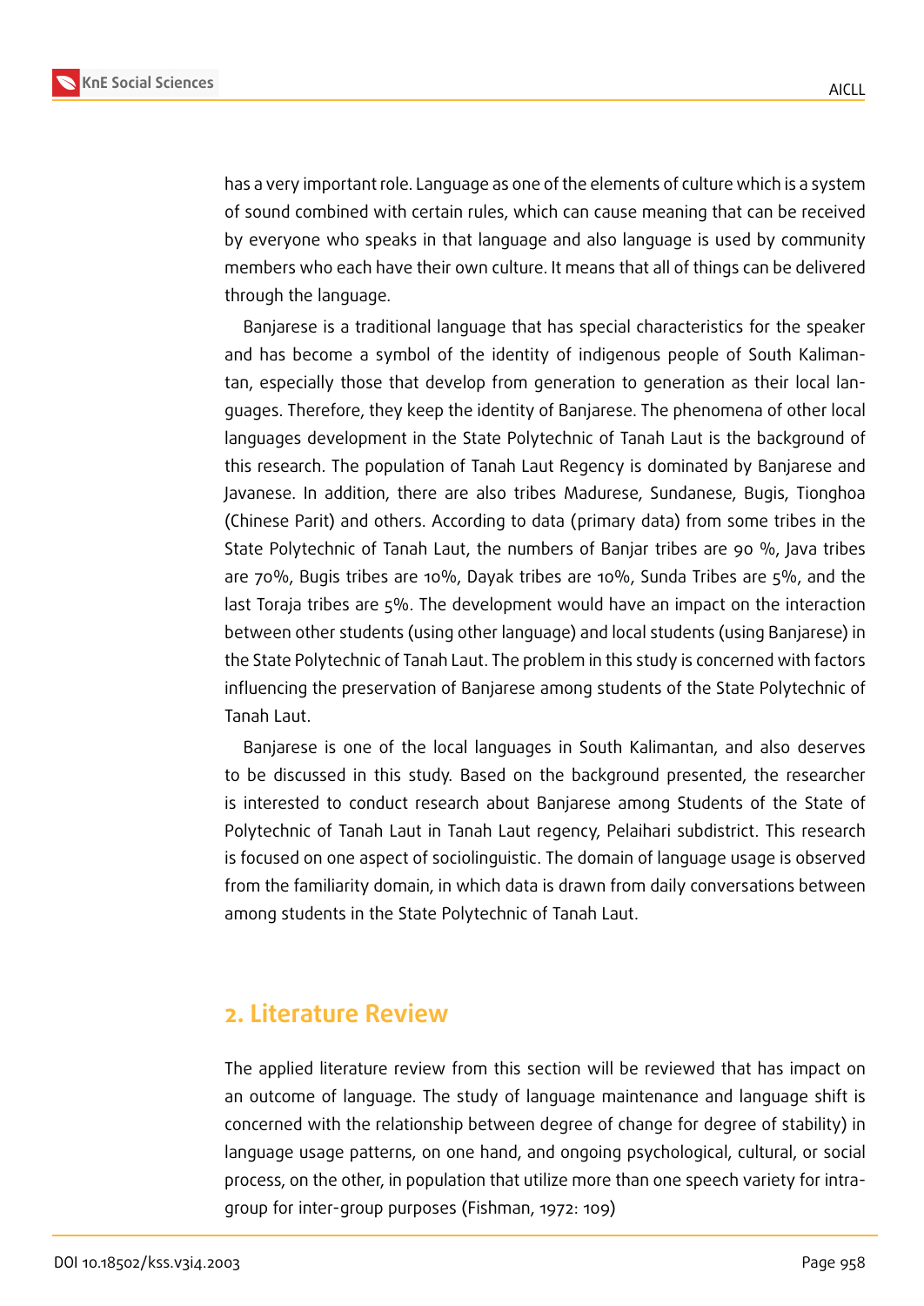has a very important role. Language as one of the elements of culture which is a system of sound combined with certain rules, which can cause meaning that can be received by everyone who speaks in that language and also language is used by community members who each have their own culture. It means that all of things can be delivered through the language.

Banjarese is a traditional language that has special characteristics for the speaker and has become a symbol of the identity of indigenous people of South Kalimantan, especially those that develop from generation to generation as their local languages. Therefore, they keep the identity of Banjarese. The phenomena of other local languages development in the State Polytechnic of Tanah Laut is the background of this research. The population of Tanah Laut Regency is dominated by Banjarese and Javanese. In addition, there are also tribes Madurese, Sundanese, Bugis, Tionghoa (Chinese Parit) and others. According to data (primary data) from some tribes in the State Polytechnic of Tanah Laut, the numbers of Banjar tribes are 90 %, Java tribes are 70%, Bugis tribes are 10%, Dayak tribes are 10%, Sunda Tribes are 5%, and the last Toraja tribes are 5%. The development would have an impact on the interaction between other students (using other language) and local students (using Banjarese) in the State Polytechnic of Tanah Laut. The problem in this study is concerned with factors influencing the preservation of Banjarese among students of the State Polytechnic of Tanah Laut.

Banjarese is one of the local languages in South Kalimantan, and also deserves to be discussed in this study. Based on the background presented, the researcher is interested to conduct research about Banjarese among Students of the State of Polytechnic of Tanah Laut in Tanah Laut regency, Pelaihari subdistrict. This research is focused on one aspect of sociolinguistic. The domain of language usage is observed from the familiarity domain, in which data is drawn from daily conversations between among students in the State Polytechnic of Tanah Laut.

## 2. Literature Review

The applied literature review from this section will be reviewed that has impact on an outcome of language. The study of language maintenance and language shift is concerned with the relationship between degree of change for degree of stability) in language usage patterns, on one hand, and ongoing psychological, cultural, or social process, on the other, in population that utilize more than one speech variety for intra-group for inter-group purposes (Fishman, 1972: 109)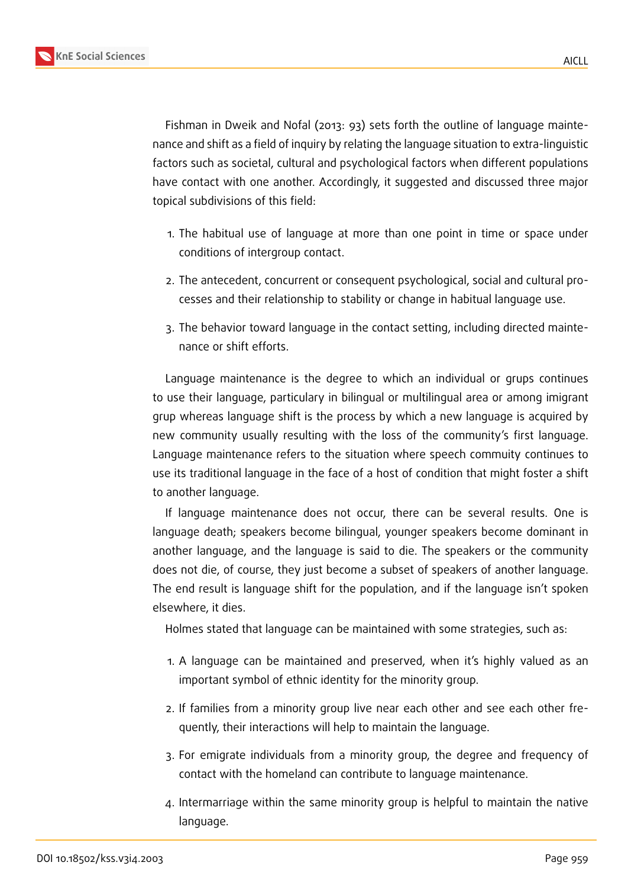Fishman in Dweik and Nofal (2013: 93) sets forth the outline of language maintenance and shift as a field of inquiry by relating the language situation to extra-linguistic factors such as societal, cultural and psychological factors when different populations have contact with one another. Accordingly, it suggested and discussed three major topical subdivisions of this field:

1. The habitual use of language at more than one point in time or space under conditions of intergroup contact.
2. The antecedent, concurrent or consequent psychological, social and cultural processes and their relationship to stability or change in habitual language use.
3. The behavior toward language in the contact setting, including directed maintenance or shift efforts.

Language maintenance is the degree to which an individual or grups continues to use their language, particulary in bilingual or multilingual area or among imigrant grup whereas language shift is the process by which a new language is acquired by new community usually resulting with the loss of the community's first language. Language maintenance refers to the situation where speech commuity continues to use its traditional language in the face of a host of condition that might foster a shift to another language.

If language maintenance does not occur, there can be several results. One is language death; speakers become bilingual, younger speakers become dominant in another language, and the language is said to die. The speakers or the community does not die, of course, they just become a subset of speakers of another language. The end result is language shift for the population, and if the language isn't spoken elsewhere, it dies.

Holmes stated that language can be maintained with some strategies, such as:

1. A language can be maintained and preserved, when it's highly valued as an important symbol of ethnic identity for the minority group.
2. If families from a minority group live near each other and see each other frequently, their interactions will help to maintain the language.
3. For emigrate individuals from a minority group, the degree and frequency of contact with the homeland can contribute to language maintenance.
4. Intermarriage within the same minority group is helpful to maintain the native language.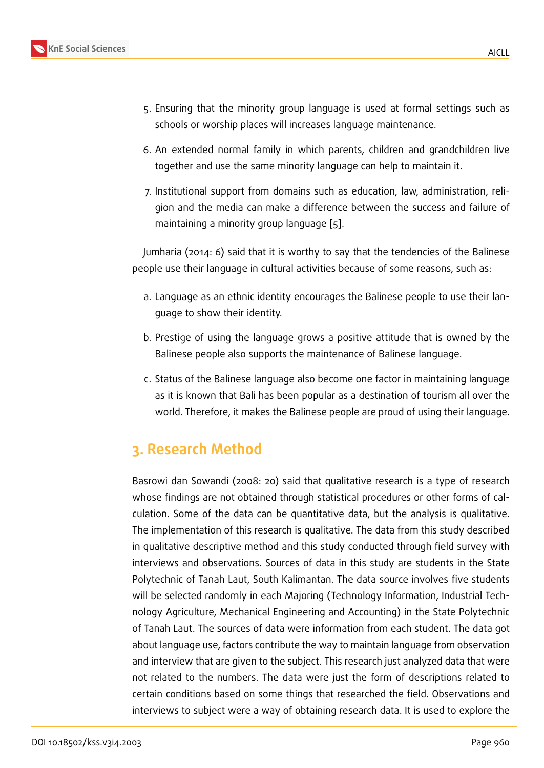5. Ensuring that the minority group language is used at formal settings such as schools or worship places will increases language maintenance.

6. An extended normal family in which parents, children and grandchildren live together and use the same minority language can help to maintain it.

7. Institutional support from domains such as education, law, administration, religion and the media can make a difference between the success and failure of maintaining a minority group language [5].

Jumharia (2014: 6) said that it is worthy to say that the tendencies of the Balinese people use their language in cultural activities because of some reasons, such as:

a. Language as an ethnic identity encourages the Balinese people to use their language to show their identity.

b. Prestige of using the language grows a positive attitude that is owned by the Balinese people also supports the maintenance of Balinese language.

c. Status of the Balinese language also become one factor in maintaining language as it is known that Bali has been popular as a destination of tourism all over the world. Therefore, it makes the Balinese people are proud of using their language.

## 3. Research Method

Basrowi dan Sowandi (2008: 20) said that qualitative research is a type of research whose findings are not obtained through statistical procedures or other forms of calculation. Some of the data can be quantitative data, but the analysis is qualitative. The implementation of this research is qualitative. The data from this study described in qualitative descriptive method and this study conducted through field survey with interviews and observations. Sources of data in this study are students in the State Polytechnic of Tanah Laut, South Kalimantan. The data source involves five students will be selected randomly in each Majoring (Technology Information, Industrial Technology Agriculture, Mechanical Engineering and Accounting) in the State Polytechnic of Tanah Laut. The sources of data were information from each student. The data got about language use, factors contribute the way to maintain language from observation and interview that are given to the subject. This research just analyzed data that were not related to the numbers. The data were just the form of descriptions related to certain conditions based on some things that researched the field. Observations and interviews to subject were a way of obtaining research data. It is used to explore the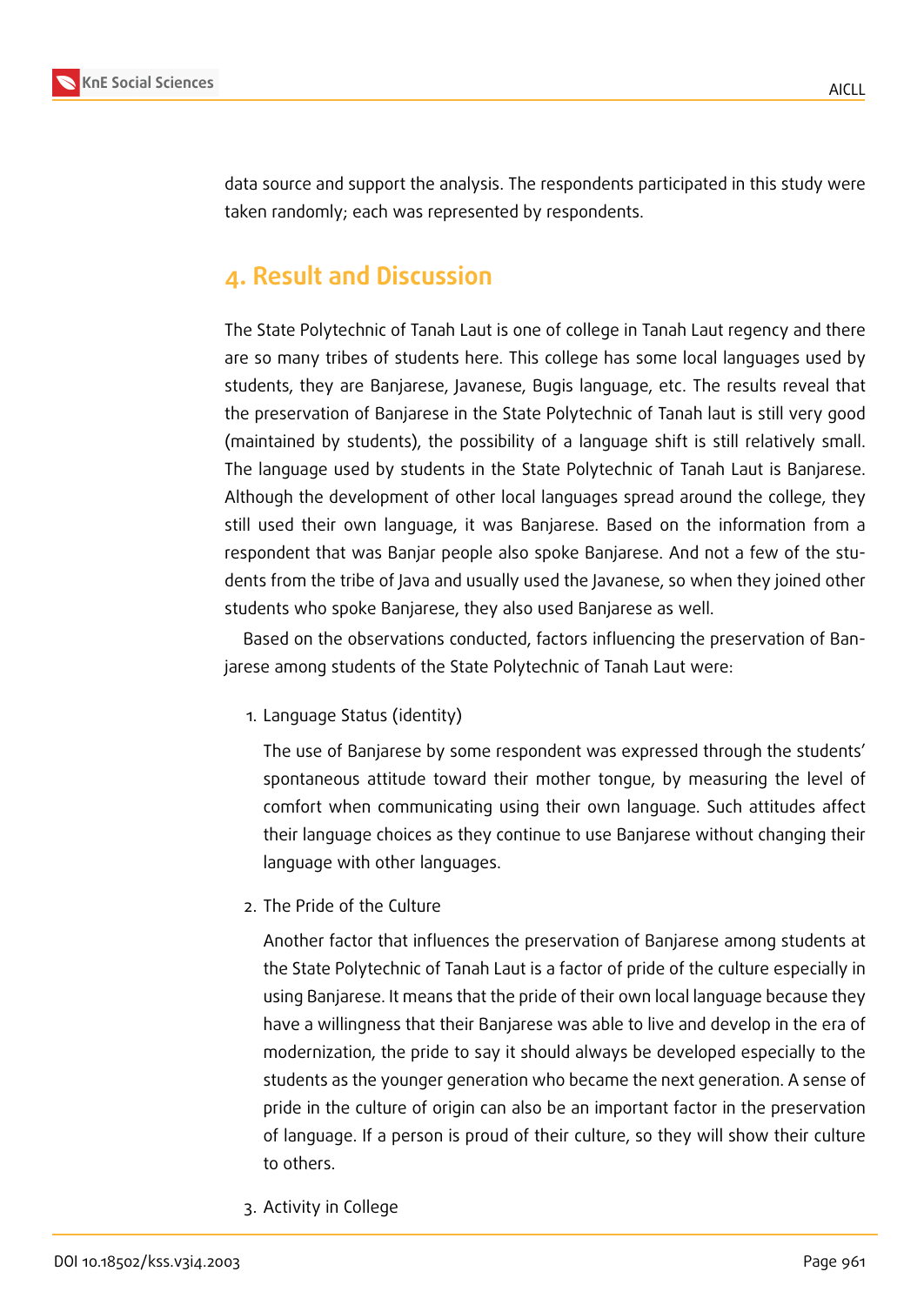data source and support the analysis. The respondents participated in this study were taken randomly; each was represented by respondents.

## 4. Result and Discussion

The State Polytechnic of Tanah Laut is one of college in Tanah Laut regency and there are so many tribes of students here. This college has some local languages used by students, they are Banjarese, Javanese, Bugis language, etc. The results reveal that the preservation of Banjarese in the State Polytechnic of Tanah laut is still very good (maintained by students), the possibility of a language shift is still relatively small. The language used by students in the State Polytechnic of Tanah Laut is Banjarese. Although the development of other local languages spread around the college, they still used their own language, it was Banjarese. Based on the information from a respondent that was Banjar people also spoke Banjarese. And not a few of the students from the tribe of Java and usually used the Javanese, so when they joined other students who spoke Banjarese, they also used Banjarese as well.

Based on the observations conducted, factors influencing the preservation of Banjarese among students of the State Polytechnic of Tanah Laut were:

1. Language Status (identity)

   The use of Banjarese by some respondent was expressed through the students' spontaneous attitude toward their mother tongue, by measuring the level of comfort when communicating using their own language. Such attitudes affect their language choices as they continue to use Banjarese without changing their language with other languages.

2. The Pride of the Culture

   Another factor that influences the preservation of Banjarese among students at the State Polytechnic of Tanah Laut is a factor of pride of the culture especially in using Banjarese. It means that the pride of their own local language because they have a willingness that their Banjarese was able to live and develop in the era of modernization, the pride to say it should always be developed especially to the students as the younger generation who became the next generation. A sense of pride in the culture of origin can also be an important factor in the preservation of language. If a person is proud of their culture, so they will show their culture to others.

3. Activity in College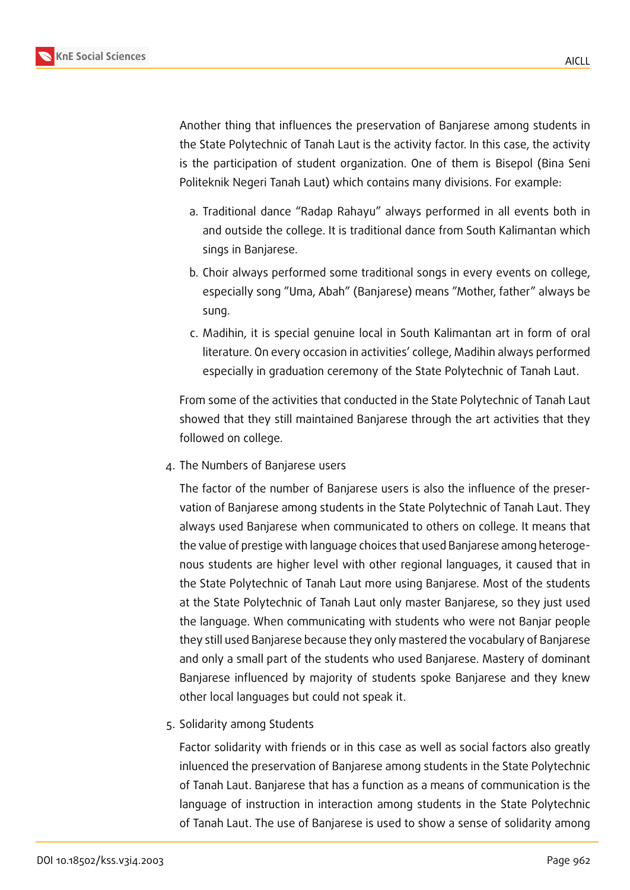Another thing that influences the preservation of Banjarese among students in the State Polytechnic of Tanah Laut is the activity factor. In this case, the activity is the participation of student organization. One of them is Bisepol (Bina Seni Politeknik Negeri Tanah Laut) which contains many divisions. For example:

a. Traditional dance "Radap Rahayu" always performed in all events both in and outside the college. It is traditional dance from South Kalimantan which sings in Banjarese.

b. Choir always performed some traditional songs in every events on college, especially song "Uma, Abah" (Banjarese) means "Mother, father" always be sung.

c. Madihin, it is special genuine local in South Kalimantan art in form of oral literature. On every occasion in activities' college, Madihin always performed especially in graduation ceremony of the State Polytechnic of Tanah Laut.

From some of the activities that conducted in the State Polytechnic of Tanah Laut showed that they still maintained Banjarese through the art activities that they followed on college.

4. The Numbers of Banjarese users

The factor of the number of Banjarese users is also the influence of the preservation of Banjarese among students in the State Polytechnic of Tanah Laut. They always used Banjarese when communicated to others on college. It means that the value of prestige with language choices that used Banjarese among heterogenous students are higher level with other regional languages, it caused that in the State Polytechnic of Tanah Laut more using Banjarese. Most of the students at the State Polytechnic of Tanah Laut only master Banjarese, so they just used the language. When communicating with students who were not Banjar people they still used Banjarese because they only mastered the vocabulary of Banjarese and only a small part of the students who used Banjarese. Mastery of dominant Banjarese influenced by majority of students spoke Banjarese and they knew other local languages but could not speak it.

5. Solidarity among Students

Factor solidarity with friends or in this case as well as social factors also greatly inluenced the preservation of Banjarese among students in the State Polytechnic of Tanah Laut. Banjarese that has a function as a means of communication is the language of instruction in interaction among students in the State Polytechnic of Tanah Laut. The use of Banjarese is used to show a sense of solidarity among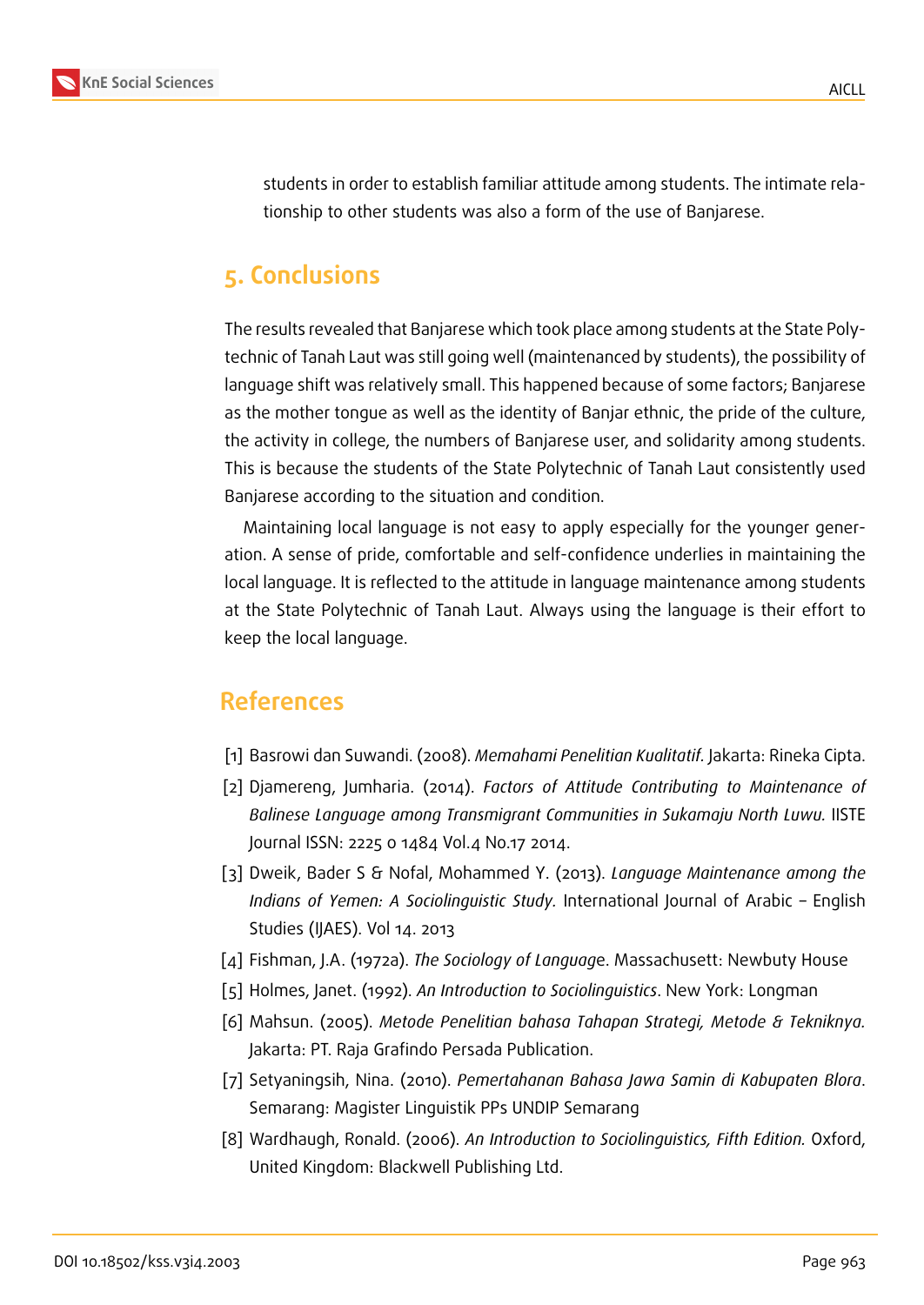students in order to establish familiar attitude among students. The intimate relationship to other students was also a form of the use of Banjarese.

## 5. Conclusions

The results revealed that Banjarese which took place among students at the State Polytechnic of Tanah Laut was still going well (maintenanced by students), the possibility of language shift was relatively small. This happened because of some factors; Banjarese as the mother tongue as well as the identity of Banjar ethnic, the pride of the culture, the activity in college, the numbers of Banjarese user, and solidarity among students. This is because the students of the State Polytechnic of Tanah Laut consistently used Banjarese according to the situation and condition.

Maintaining local language is not easy to apply especially for the younger generation. A sense of pride, comfortable and self-confidence underlies in maintaining the local language. It is reflected to the attitude in language maintenance among students at the State Polytechnic of Tanah Laut. Always using the language is their effort to keep the local language.

## References

[1] Basrowi dan Suwandi. (2008). *Memahami Penelitian Kualitatif*. Jakarta: Rineka Cipta.

[2] Djamereng, Jumharia. (2014). *Factors of Attitude Contributing to Maintenance of Balinese Language among Transmigrant Communities in Sukamaju North Luwu.* IISTE Journal ISSN: 2225 0 1484 Vol.4 No.17 2014.

[3] Dweik, Bader S & Nofal, Mohammed Y. (2013). *Language Maintenance among the Indians of Yemen: A Sociolinguistic Study.* International Journal of Arabic – English Studies (IJAES). Vol 14. 2013

[4] Fishman, J.A. (1972a). *The Sociology of Languag*e. Massachusett: Newbuty House

[5] Holmes, Janet. (1992). *An Introduction to Sociolinguistics*. New York: Longman

[6] Mahsun. (2005). *Metode Penelitian bahasa Tahapan Strategi, Metode & Tekniknya.* Jakarta: PT. Raja Grafindo Persada Publication.

[7] Setyaningsih, Nina. (2010). *Pemertahanan Bahasa Jawa Samin di Kabupaten Blora*. Semarang: Magister Linguistik PPs UNDIP Semarang

[8] Wardhaugh, Ronald. (2006). *An Introduction to Sociolinguistics, Fifth Edition.* Oxford, United Kingdom: Blackwell Publishing Ltd.